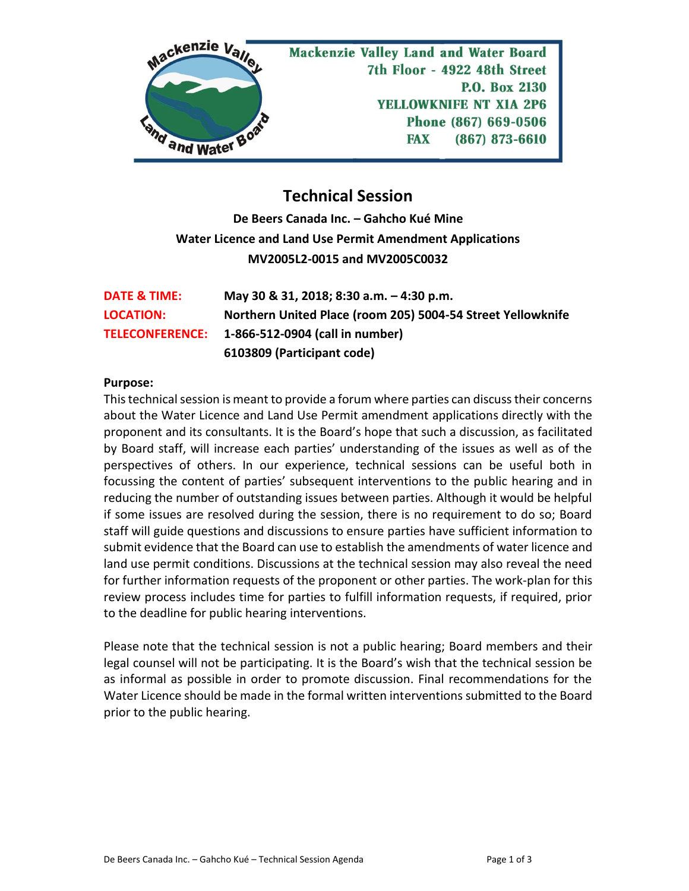Mackenzie Valley Land and Water Board
7th Floor - 4922 48th Street
P.O. Box 2130
YELLOWKNIFE NT X1A 2P6
Phone (867) 669-0506
FAX (867) 873-6610

# Technical Session

**De Beers Canada Inc. – Gahcho Kué Mine**
**Water Licence and Land Use Permit Amendment Applications**
**MV2005L2-0015 and MV2005C0032**

| | |
|---|---|
| **DATE & TIME:** | **May 30 & 31, 2018; 8:30 a.m. – 4:30 p.m.** |
| **LOCATION:** | **Northern United Place (room 205) 5004-54 Street Yellowknife** |
| **TELECONFERENCE:** | **1-866-512-0904 (call in number)** |
| | **6103809 (Participant code)** |

**Purpose:**

This technical session is meant to provide a forum where parties can discuss their concerns about the Water Licence and Land Use Permit amendment applications directly with the proponent and its consultants. It is the Board's hope that such a discussion, as facilitated by Board staff, will increase each parties' understanding of the issues as well as of the perspectives of others. In our experience, technical sessions can be useful both in focussing the content of parties' subsequent interventions to the public hearing and in reducing the number of outstanding issues between parties. Although it would be helpful if some issues are resolved during the session, there is no requirement to do so; Board staff will guide questions and discussions to ensure parties have sufficient information to submit evidence that the Board can use to establish the amendments of water licence and land use permit conditions. Discussions at the technical session may also reveal the need for further information requests of the proponent or other parties. The work-plan for this review process includes time for parties to fulfill information requests, if required, prior to the deadline for public hearing interventions.

Please note that the technical session is not a public hearing; Board members and their legal counsel will not be participating. It is the Board's wish that the technical session be as informal as possible in order to promote discussion. Final recommendations for the Water Licence should be made in the formal written interventions submitted to the Board prior to the public hearing.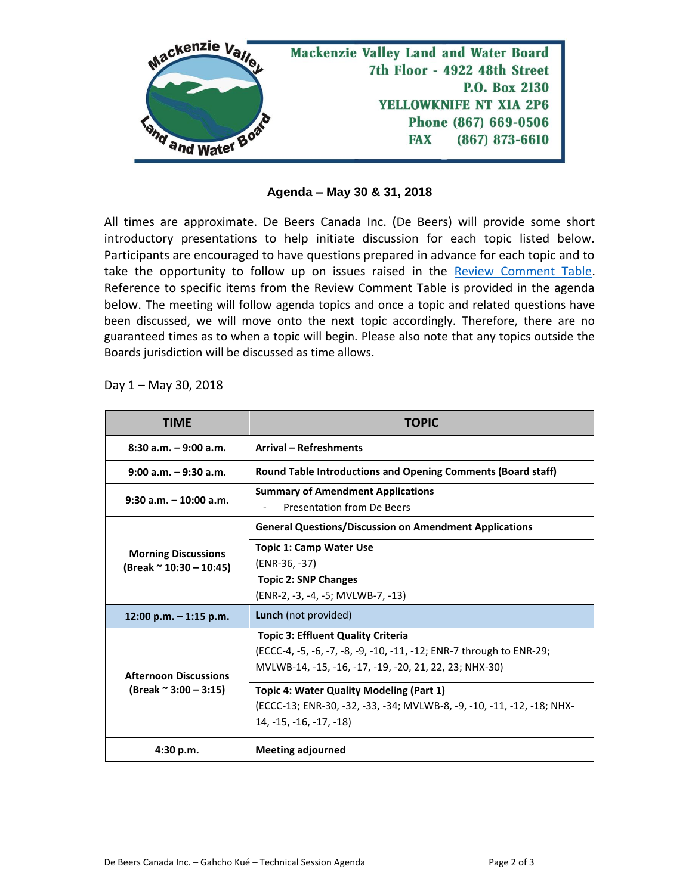Mackenzie Valley Land and Water Board
7th Floor - 4922 48th Street
P.O. Box 2130
YELLOWKNIFE NT X1A 2P6
Phone (867) 669-0506
FAX (867) 873-6610

## Agenda – May 30 & 31, 2018

All times are approximate. De Beers Canada Inc. (De Beers) will provide some short introductory presentations to help initiate discussion for each topic listed below. Participants are encouraged to have questions prepared in advance for each topic and to take the opportunity to follow up on issues raised in the Review Comment Table. Reference to specific items from the Review Comment Table is provided in the agenda below. The meeting will follow agenda topics and once a topic and related questions have been discussed, we will move onto the next topic accordingly. Therefore, there are no guaranteed times as to when a topic will begin. Please also note that any topics outside the Boards jurisdiction will be discussed as time allows.

Day 1 – May 30, 2018

| TIME | TOPIC |
|---|---|
| **8:30 a.m. – 9:00 a.m.** | **Arrival – Refreshments** |
| **9:00 a.m. – 9:30 a.m.** | **Round Table Introductions and Opening Comments (Board staff)** |
| **9:30 a.m. – 10:00 a.m.** | **Summary of Amendment Applications**<br>- Presentation from De Beers |
| **Morning Discussions (Break ~ 10:30 – 10:45)** | **General Questions/Discussion on Amendment Applications** |
| | **Topic 1: Camp Water Use**<br>(ENR-36, -37) |
| | **Topic 2: SNP Changes**<br>(ENR-2, -3, -4, -5; MVLWB-7, -13) |
| **12:00 p.m. – 1:15 p.m.** | **Lunch** (not provided) |
| **Afternoon Discussions (Break ~ 3:00 – 3:15)** | **Topic 3: Effluent Quality Criteria**<br>(ECCC-4, -5, -6, -7, -8, -9, -10, -11, -12; ENR-7 through to ENR-29; MVLWB-14, -15, -16, -17, -19, -20, 21, 22, 23; NHX-30) |
| | **Topic 4: Water Quality Modeling (Part 1)**<br>(ECCC-13; ENR-30, -32, -33, -34; MVLWB-8, -9, -10, -11, -12, -18; NHX-14, -15, -16, -17, -18) |
| **4:30 p.m.** | **Meeting adjourned** |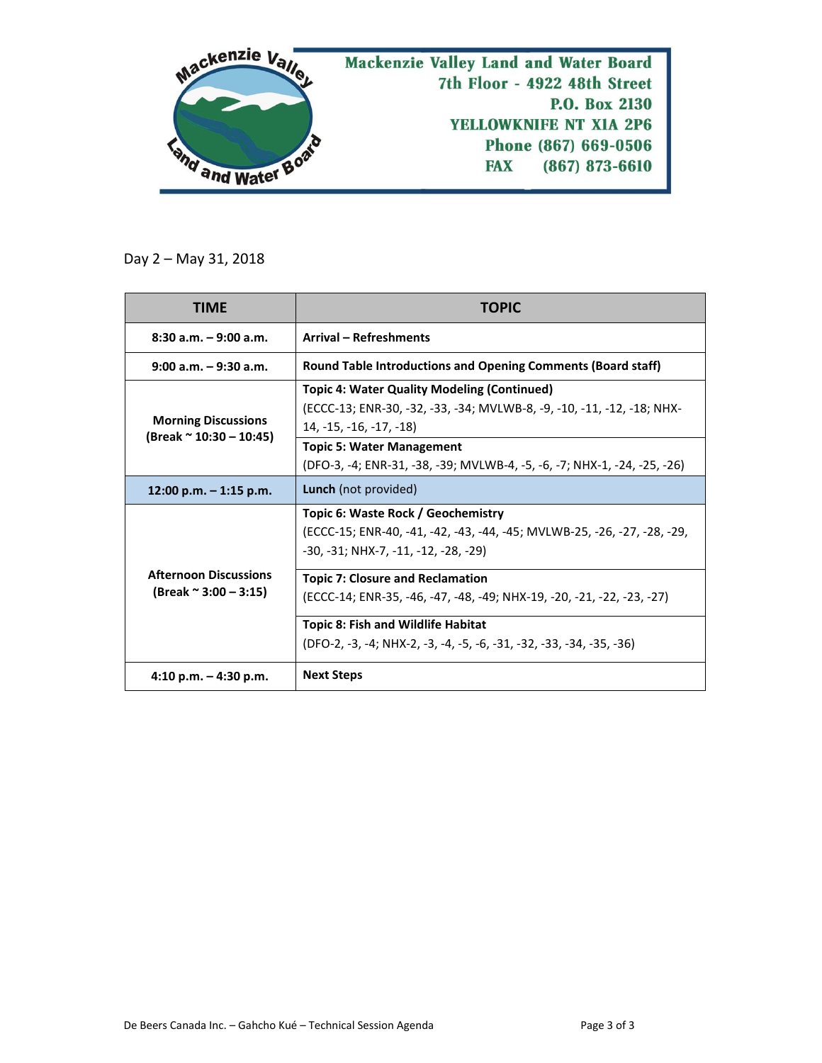Mackenzie Valley Land and Water Board
7th Floor - 4922 48th Street
P.O. Box 2130
YELLOWKNIFE NT X1A 2P6
Phone (867) 669-0506
FAX (867) 873-6610

Day 2 – May 31, 2018

| TIME | TOPIC |
|---|---|
| **8:30 a.m. – 9:00 a.m.** | **Arrival – Refreshments** |
| **9:00 a.m. – 9:30 a.m.** | **Round Table Introductions and Opening Comments (Board staff)** |
| **Morning Discussions (Break ~ 10:30 – 10:45)** | **Topic 4: Water Quality Modeling (Continued)** (ECCC-13; ENR-30, -32, -33, -34; MVLWB-8, -9, -10, -11, -12, -18; NHX-14, -15, -16, -17, -18) |
| | **Topic 5: Water Management** (DFO-3, -4; ENR-31, -38, -39; MVLWB-4, -5, -6, -7; NHX-1, -24, -25, -26) |
| **12:00 p.m. – 1:15 p.m.** | **Lunch** (not provided) |
| **Afternoon Discussions (Break ~ 3:00 – 3:15)** | **Topic 6: Waste Rock / Geochemistry** (ECCC-15; ENR-40, -41, -42, -43, -44, -45; MVLWB-25, -26, -27, -28, -29, -30, -31; NHX-7, -11, -12, -28, -29) |
| | **Topic 7: Closure and Reclamation** (ECCC-14; ENR-35, -46, -47, -48, -49; NHX-19, -20, -21, -22, -23, -27) |
| | **Topic 8: Fish and Wildlife Habitat** (DFO-2, -3, -4; NHX-2, -3, -4, -5, -6, -31, -32, -33, -34, -35, -36) |
| **4:10 p.m. – 4:30 p.m.** | **Next Steps** |